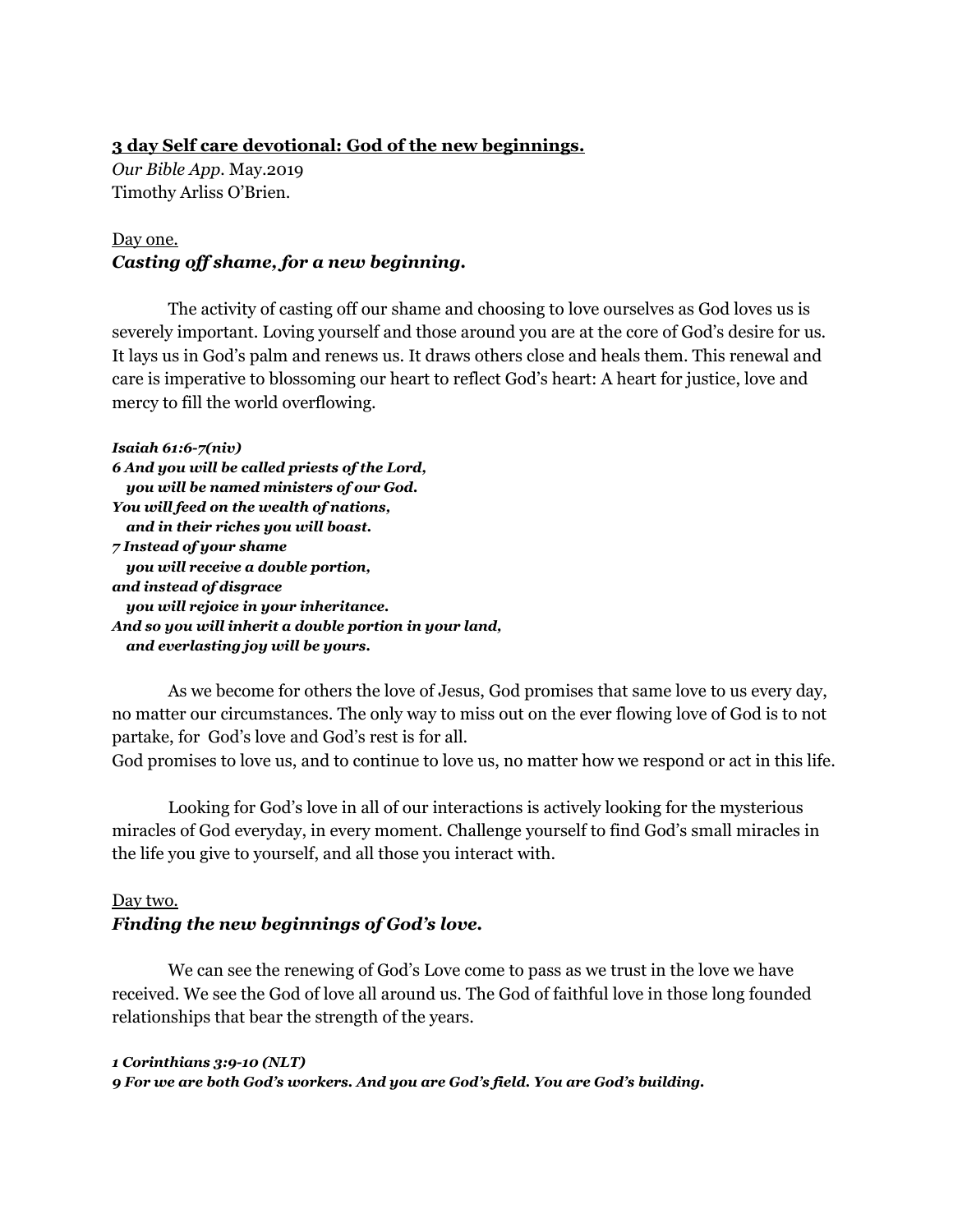## **3 day Self care devotional: God of the new beginnings.**

*Our Bible App*. May.2019
Timothy Arliss O'Brien.

Day one.

### ***Casting off shame, for a new beginning.***

The activity of casting off our shame and choosing to love ourselves as God loves us is severely important. Loving yourself and those around you are at the core of God's desire for us. It lays us in God's palm and renews us. It draws others close and heals them. This renewal and care is imperative to blossoming our heart to reflect God's heart: A heart for justice, love and mercy to fill the world overflowing.

***Isaiah 61:6-7(niv)***
***6 And you will be called priests of the Lord,***
***you will be named ministers of our God.***
***You will feed on the wealth of nations,***
***and in their riches you will boast.***
***7 Instead of your shame***
***you will receive a double portion,***
***and instead of disgrace***
***you will rejoice in your inheritance.***
***And so you will inherit a double portion in your land,***
***and everlasting joy will be yours.***

As we become for others the love of Jesus, God promises that same love to us every day, no matter our circumstances. The only way to miss out on the ever flowing love of God is to not partake, for God's love and God's rest is for all.
God promises to love us, and to continue to love us, no matter how we respond or act in this life.

Looking for God's love in all of our interactions is actively looking for the mysterious miracles of God everyday, in every moment. Challenge yourself to find God's small miracles in the life you give to yourself, and all those you interact with.

Day two.

### ***Finding the new beginnings of God's love.***

We can see the renewing of God's Love come to pass as we trust in the love we have received. We see the God of love all around us. The God of faithful love in those long founded relationships that bear the strength of the years.

***1 Corinthians 3:9-10 (NLT)***
***9 For we are both God's workers. And you are God's field. You are God's building.***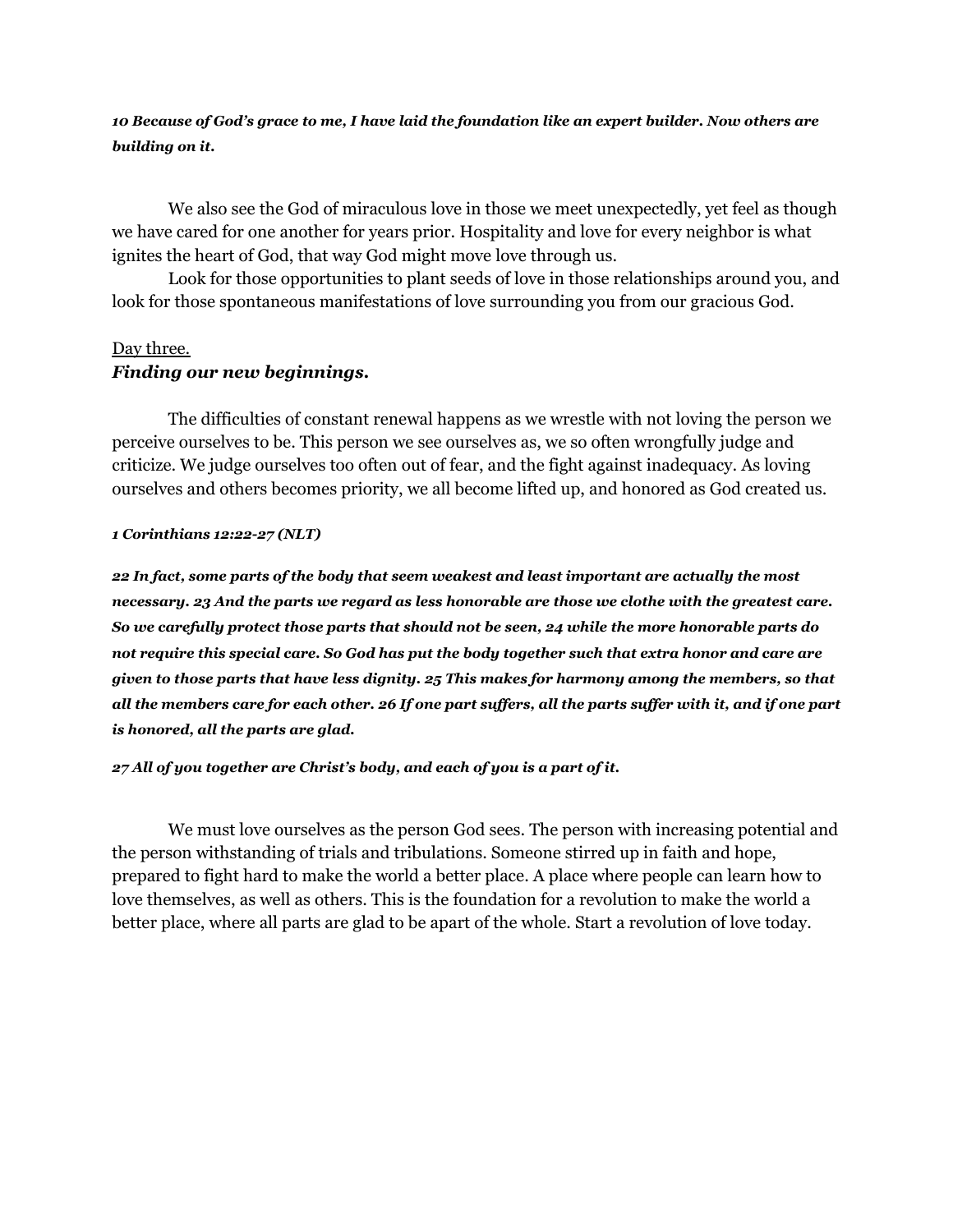***10 Because of God's grace to me, I have laid the foundation like an expert builder. Now others are building on it.***

We also see the God of miraculous love in those we meet unexpectedly, yet feel as though we have cared for one another for years prior. Hospitality and love for every neighbor is what ignites the heart of God, that way God might move love through us.

Look for those opportunities to plant seeds of love in those relationships around you, and look for those spontaneous manifestations of love surrounding you from our gracious God.

Day three.

***Finding our new beginnings.***

The difficulties of constant renewal happens as we wrestle with not loving the person we perceive ourselves to be. This person we see ourselves as, we so often wrongfully judge and criticize. We judge ourselves too often out of fear, and the fight against inadequacy. As loving ourselves and others becomes priority, we all become lifted up, and honored as God created us.

***1 Corinthians 12:22-27 (NLT)***

***22 In fact, some parts of the body that seem weakest and least important are actually the most necessary. 23 And the parts we regard as less honorable are those we clothe with the greatest care. So we carefully protect those parts that should not be seen, 24 while the more honorable parts do not require this special care. So God has put the body together such that extra honor and care are given to those parts that have less dignity. 25 This makes for harmony among the members, so that all the members care for each other. 26 If one part suffers, all the parts suffer with it, and if one part is honored, all the parts are glad.***

***27 All of you together are Christ's body, and each of you is a part of it.***

We must love ourselves as the person God sees. The person with increasing potential and the person withstanding of trials and tribulations. Someone stirred up in faith and hope, prepared to fight hard to make the world a better place. A place where people can learn how to love themselves, as well as others. This is the foundation for a revolution to make the world a better place, where all parts are glad to be apart of the whole. Start a revolution of love today.